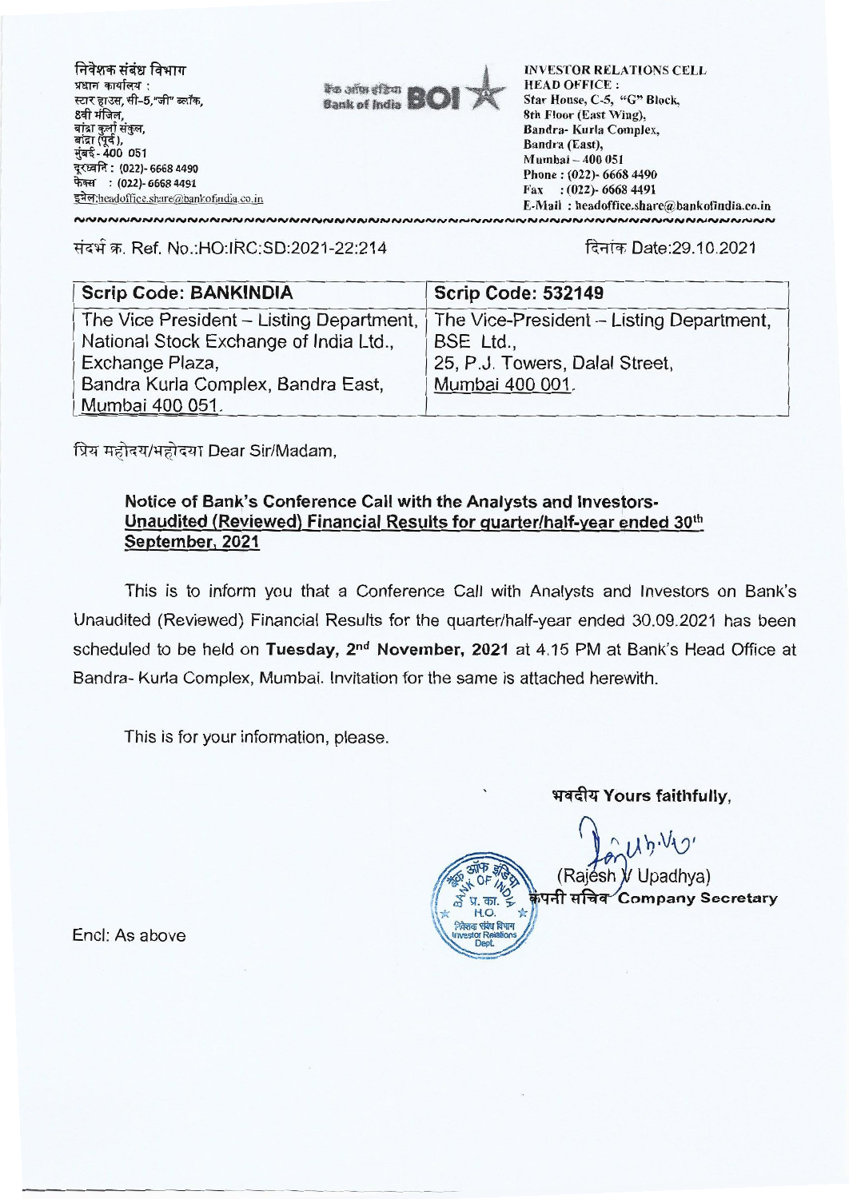निवेशक संबंध विभाग
प्रधान कार्यालय :
स्टार हाउस, सी-5,"जी" ब्लॉक,
8वी मंजिल,
बांद्रा कुर्ला संकुल,
बांद्रा (पूर्व),
मुंबई - 400 051
दूरध्वनि : (022)- 6668 4490
फेक्स : (022)- 6668 4491
इमेल:headoffice.share@bankofindia.co.in

बैंक ऑफ इंडिया Bank of India BOI

INVESTOR RELATIONS CELL
HEAD OFFICE :
Star House, C-5, "G" Block,
8th Floor (East Wing),
Bandra- Kurla Complex,
Bandra (East),
Mumbai – 400 051
Phone : (022)- 6668 4490
Fax : (022)- 6668 4491
E-Mail : headoffice.share@bankofindia.co.in

संदर्भ क्र. Ref. No.:HO:IRC:SD:2021-22:214

दिनांक Date:29.10.2021

| Scrip Code: BANKINDIA | Scrip Code: 532149 |
|---|---|
| The Vice President – Listing Department, National Stock Exchange of India Ltd., Exchange Plaza, Bandra Kurla Complex, Bandra East, Mumbai 400 051. | The Vice-President – Listing Department, BSE Ltd., 25, P.J. Towers, Dalal Street, Mumbai 400 001. |

प्रिय महोदय/महोदया Dear Sir/Madam,

**Notice of Bank's Conference Call with the Analysts and Investors- Unaudited (Reviewed) Financial Results for quarter/half-year ended 30th September, 2021**

This is to inform you that a Conference Call with Analysts and Investors on Bank's Unaudited (Reviewed) Financial Results for the quarter/half-year ended 30.09.2021 has been scheduled to be held on **Tuesday, 2nd November, 2021** at 4.15 PM at Bank's Head Office at Bandra- Kurla Complex, Mumbai. Invitation for the same is attached herewith.

This is for your information, please.

भवदीय Yours faithfully,

(Rajesh V Upadhya)
कंपनी सचिव Company Secretary

Encl: As above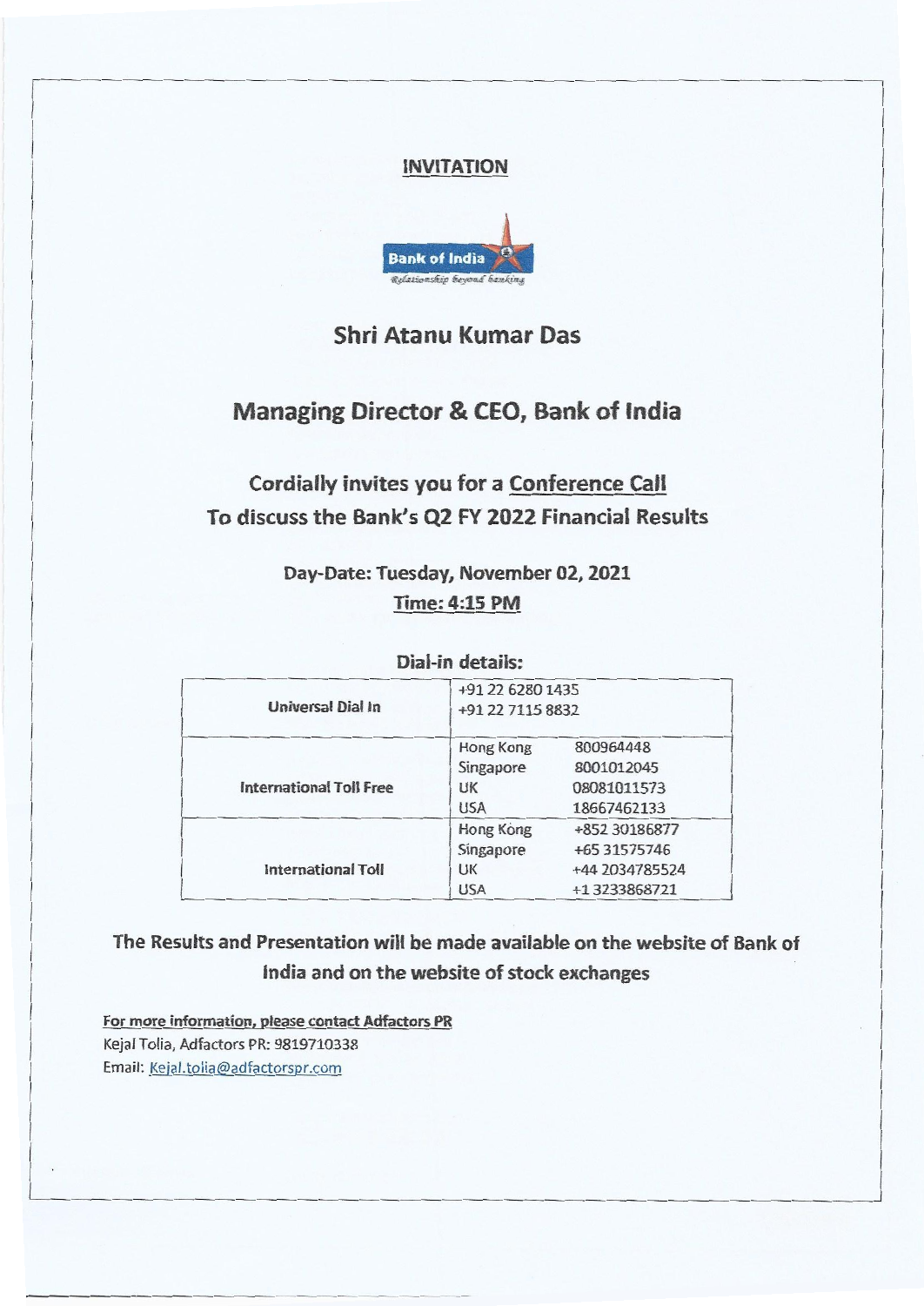## INVITATION

Bank of India

*Relationship beyond banking*

# Shri Atanu Kumar Das

# Managing Director & CEO, Bank of India

### Cordially invites you for a Conference Call
### To discuss the Bank's Q2 FY 2022 Financial Results

**Day-Date: Tuesday, November 02, 2021**

**Time: 4:15 PM**

**Dial-in details:**

| | | |
|---|---|---|
| Universal Dial In | +91 22 6280 1435<br>+91 22 7115 8832 | |
| International Toll Free | Hong Kong<br>Singapore<br>UK<br>USA | 800964448<br>8001012045<br>08081011573<br>18667462133 |
| International Toll | Hong Kong<br>Singapore<br>UK<br>USA | +852 30186877<br>+65 31575746<br>+44 2034785524<br>+1 3233868721 |

**The Results and Presentation will be made available on the website of Bank of India and on the website of stock exchanges**

**For more information, please contact Adfactors PR**

Kejal Tolia, Adfactors PR: 9819710338

Email: Kejal.tolia@adfactorspr.com